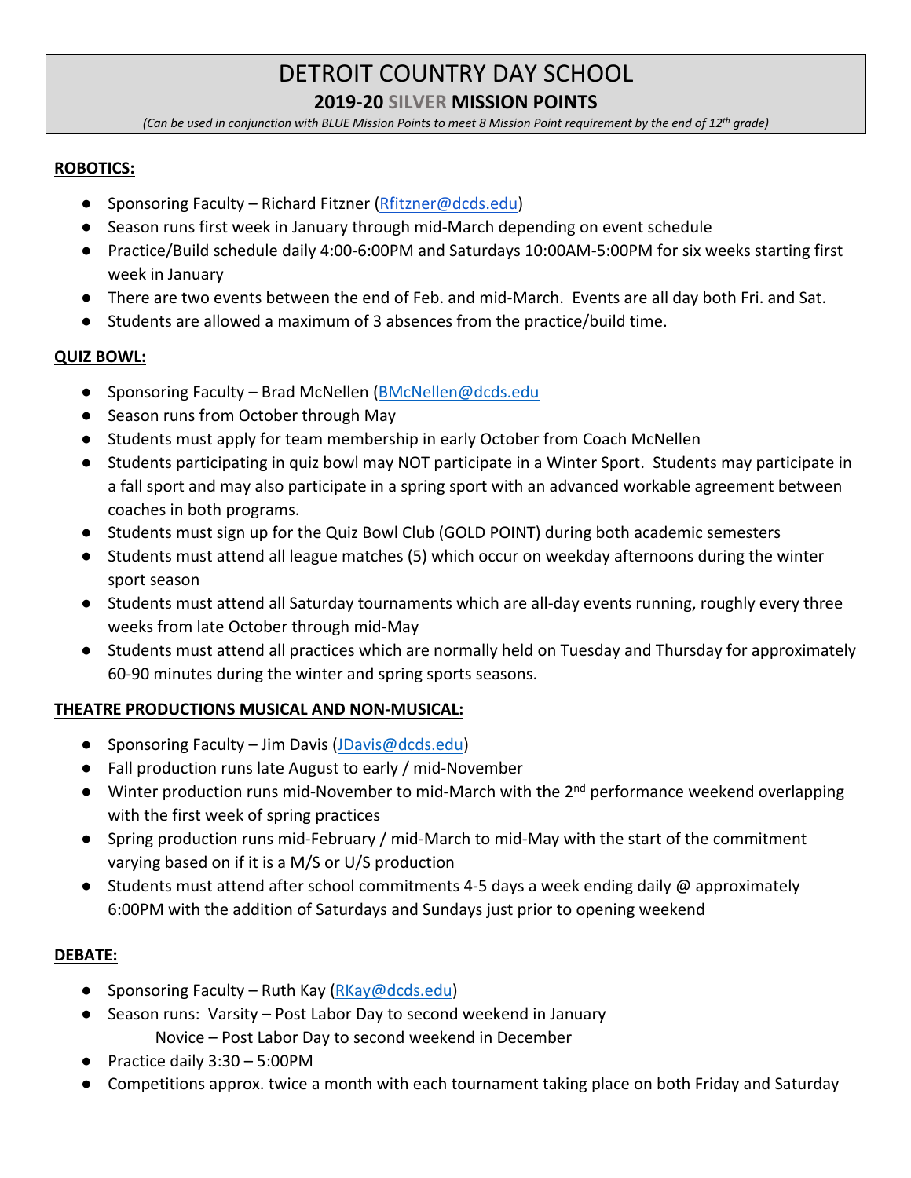# DETROIT COUNTRY DAY SCHOOL

## 2019-20 SILVER MISSION POINTS

*(Can be used in conjunction with BLUE Mission Points to meet 8 Mission Point requirement by the end of 12th grade)*

**ROBOTICS:**

- Sponsoring Faculty – Richard Fitzner (Rfitzner@dcds.edu)
- Season runs first week in January through mid-March depending on event schedule
- Practice/Build schedule daily 4:00-6:00PM and Saturdays 10:00AM-5:00PM for six weeks starting first week in January
- There are two events between the end of Feb. and mid-March. Events are all day both Fri. and Sat.
- Students are allowed a maximum of 3 absences from the practice/build time.

**QUIZ BOWL:**

- Sponsoring Faculty – Brad McNellen (BMcNellen@dcds.edu
- Season runs from October through May
- Students must apply for team membership in early October from Coach McNellen
- Students participating in quiz bowl may NOT participate in a Winter Sport. Students may participate in a fall sport and may also participate in a spring sport with an advanced workable agreement between coaches in both programs.
- Students must sign up for the Quiz Bowl Club (GOLD POINT) during both academic semesters
- Students must attend all league matches (5) which occur on weekday afternoons during the winter sport season
- Students must attend all Saturday tournaments which are all-day events running, roughly every three weeks from late October through mid-May
- Students must attend all practices which are normally held on Tuesday and Thursday for approximately 60-90 minutes during the winter and spring sports seasons.

**THEATRE PRODUCTIONS MUSICAL AND NON-MUSICAL:**

- Sponsoring Faculty – Jim Davis (JDavis@dcds.edu)
- Fall production runs late August to early / mid-November
- Winter production runs mid-November to mid-March with the 2nd performance weekend overlapping with the first week of spring practices
- Spring production runs mid-February / mid-March to mid-May with the start of the commitment varying based on if it is a M/S or U/S production
- Students must attend after school commitments 4-5 days a week ending daily @ approximately 6:00PM with the addition of Saturdays and Sundays just prior to opening weekend

**DEBATE:**

- Sponsoring Faculty – Ruth Kay (RKay@dcds.edu)
- Season runs: Varsity – Post Labor Day to second weekend in January
  Novice – Post Labor Day to second weekend in December
- Practice daily 3:30 – 5:00PM
- Competitions approx. twice a month with each tournament taking place on both Friday and Saturday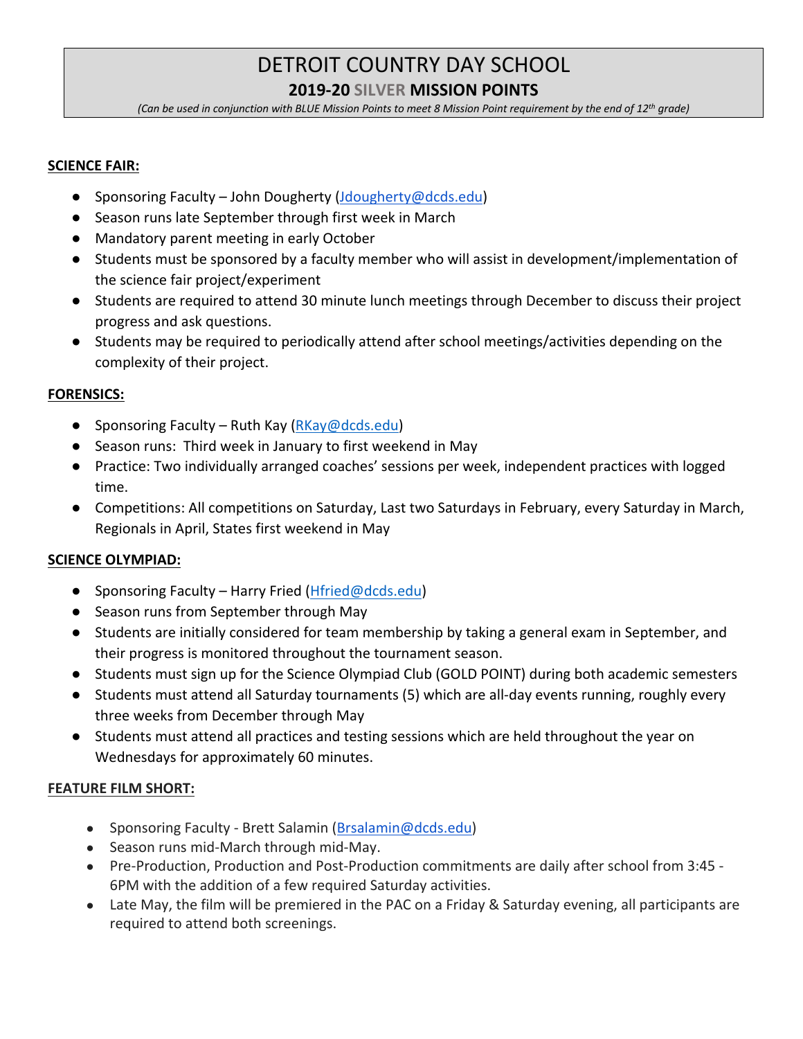# DETROIT COUNTRY DAY SCHOOL

## 2019-20 SILVER MISSION POINTS

*(Can be used in conjunction with BLUE Mission Points to meet 8 Mission Point requirement by the end of 12th grade)*

**SCIENCE FAIR:**

- Sponsoring Faculty – John Dougherty (Jdougherty@dcds.edu)
- Season runs late September through first week in March
- Mandatory parent meeting in early October
- Students must be sponsored by a faculty member who will assist in development/implementation of the science fair project/experiment
- Students are required to attend 30 minute lunch meetings through December to discuss their project progress and ask questions.
- Students may be required to periodically attend after school meetings/activities depending on the complexity of their project.

**FORENSICS:**

- Sponsoring Faculty – Ruth Kay (RKay@dcds.edu)
- Season runs: Third week in January to first weekend in May
- Practice: Two individually arranged coaches' sessions per week, independent practices with logged time.
- Competitions: All competitions on Saturday, Last two Saturdays in February, every Saturday in March, Regionals in April, States first weekend in May

**SCIENCE OLYMPIAD:**

- Sponsoring Faculty – Harry Fried (Hfried@dcds.edu)
- Season runs from September through May
- Students are initially considered for team membership by taking a general exam in September, and their progress is monitored throughout the tournament season.
- Students must sign up for the Science Olympiad Club (GOLD POINT) during both academic semesters
- Students must attend all Saturday tournaments (5) which are all-day events running, roughly every three weeks from December through May
- Students must attend all practices and testing sessions which are held throughout the year on Wednesdays for approximately 60 minutes.

**FEATURE FILM SHORT:**

- Sponsoring Faculty - Brett Salamin (Brsalamin@dcds.edu)
- Season runs mid-March through mid-May.
- Pre-Production, Production and Post-Production commitments are daily after school from 3:45 - 6PM with the addition of a few required Saturday activities.
- Late May, the film will be premiered in the PAC on a Friday & Saturday evening, all participants are required to attend both screenings.